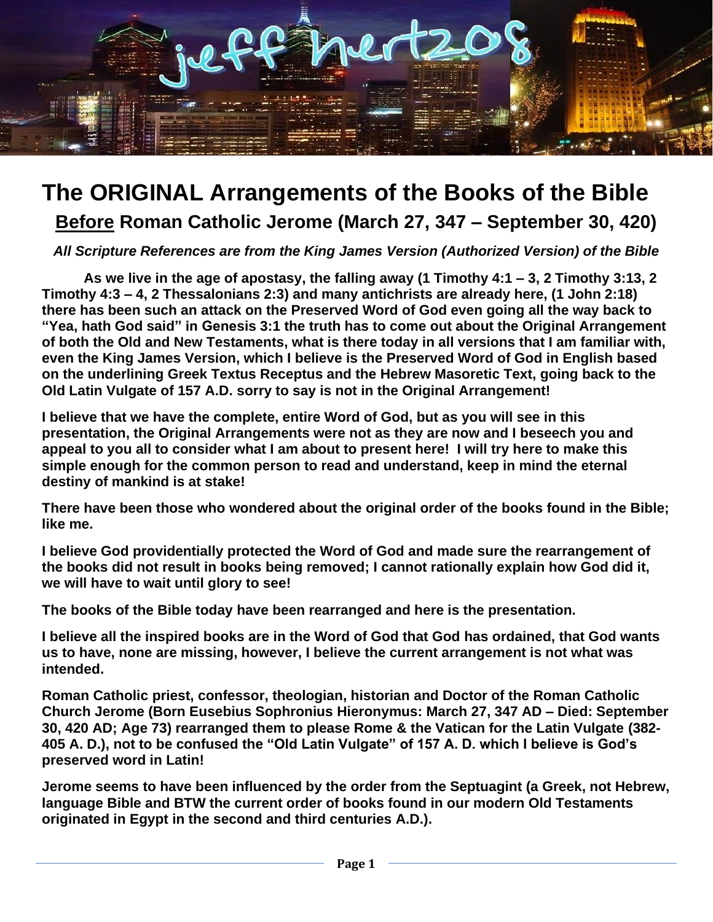# The ORIGINAL Arrangements of the Books of the Bible

## **Before** Roman Catholic Jerome (March 27, 347 – September 30, 420)

***All Scripture References are from the King James Version (Authorized Version) of the Bible***

**As we live in the age of apostasy, the falling away (1 Timothy 4:1 – 3, 2 Timothy 3:13, 2 Timothy 4:3 – 4, 2 Thessalonians 2:3) and many antichrists are already here, (1 John 2:18) there has been such an attack on the Preserved Word of God even going all the way back to "Yea, hath God said" in Genesis 3:1 the truth has to come out about the Original Arrangement of both the Old and New Testaments, what is there today in all versions that I am familiar with, even the King James Version, which I believe is the Preserved Word of God in English based on the underlining Greek Textus Receptus and the Hebrew Masoretic Text, going back to the Old Latin Vulgate of 157 A.D. sorry to say is not in the Original Arrangement!**

**I believe that we have the complete, entire Word of God, but as you will see in this presentation, the Original Arrangements were not as they are now and I beseech you and appeal to you all to consider what I am about to present here! I will try here to make this simple enough for the common person to read and understand, keep in mind the eternal destiny of mankind is at stake!**

**There have been those who wondered about the original order of the books found in the Bible; like me.**

**I believe God providentially protected the Word of God and made sure the rearrangement of the books did not result in books being removed; I cannot rationally explain how God did it, we will have to wait until glory to see!**

**The books of the Bible today have been rearranged and here is the presentation.**

**I believe all the inspired books are in the Word of God that God has ordained, that God wants us to have, none are missing, however, I believe the current arrangement is not what was intended.**

**Roman Catholic priest, confessor, theologian, historian and Doctor of the Roman Catholic Church Jerome (Born Eusebius Sophronius Hieronymus: March 27, 347 AD – Died: September 30, 420 AD; Age 73) rearranged them to please Rome & the Vatican for the Latin Vulgate (382-405 A. D.), not to be confused the "Old Latin Vulgate" of 157 A. D. which I believe is God's preserved word in Latin!**

**Jerome seems to have been influenced by the order from the Septuagint (a Greek, not Hebrew, language Bible and BTW the current order of books found in our modern Old Testaments originated in Egypt in the second and third centuries A.D.).**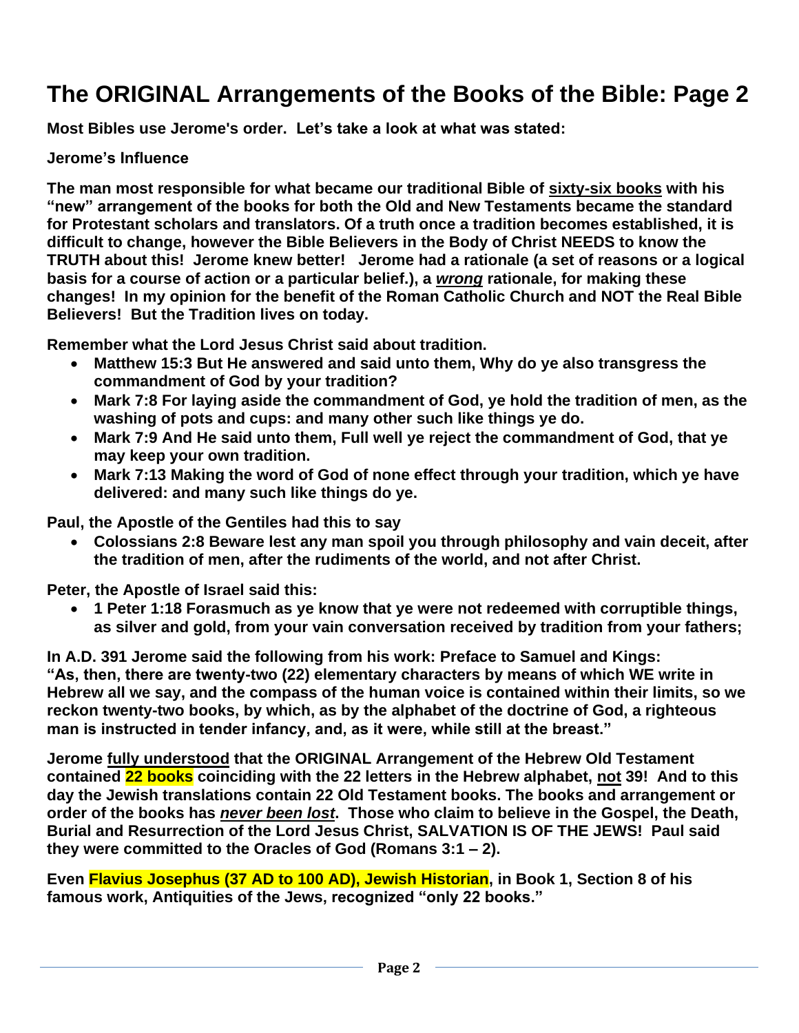# The ORIGINAL Arrangements of the Books of the Bible: Page 2

**Most Bibles use Jerome's order. Let's take a look at what was stated:**

**Jerome's Influence**

**The man most responsible for what became our traditional Bible of <u>sixty-six books</u> with his "new" arrangement of the books for both the Old and New Testaments became the standard for Protestant scholars and translators. Of a truth once a tradition becomes established, it is difficult to change, however the Bible Believers in the Body of Christ NEEDS to know the TRUTH about this! Jerome knew better! Jerome had a rationale (a set of reasons or a logical basis for a course of action or a particular belief.), a *<u>wrong</u>* rationale, for making these changes! In my opinion for the benefit of the Roman Catholic Church and NOT the Real Bible Believers! But the Tradition lives on today.**

**Remember what the Lord Jesus Christ said about tradition.**

- **Matthew 15:3 But He answered and said unto them, Why do ye also transgress the commandment of God by your tradition?**
- **Mark 7:8 For laying aside the commandment of God, ye hold the tradition of men, as the washing of pots and cups: and many other such like things ye do.**
- **Mark 7:9 And He said unto them, Full well ye reject the commandment of God, that ye may keep your own tradition.**
- **Mark 7:13 Making the word of God of none effect through your tradition, which ye have delivered: and many such like things do ye.**

**Paul, the Apostle of the Gentiles had this to say**

- **Colossians 2:8 Beware lest any man spoil you through philosophy and vain deceit, after the tradition of men, after the rudiments of the world, and not after Christ.**

**Peter, the Apostle of Israel said this:**

- **1 Peter 1:18 Forasmuch as ye know that ye were not redeemed with corruptible things, as silver and gold, from your vain conversation received by tradition from your fathers;**

**In A.D. 391 Jerome said the following from his work: Preface to Samuel and Kings: "As, then, there are twenty-two (22) elementary characters by means of which WE write in Hebrew all we say, and the compass of the human voice is contained within their limits, so we reckon twenty-two books, by which, as by the alphabet of the doctrine of God, a righteous man is instructed in tender infancy, and, as it were, while still at the breast."**

**Jerome <u>fully understood</u> that the ORIGINAL Arrangement of the Hebrew Old Testament contained 22 books coinciding with the 22 letters in the Hebrew alphabet, <u>not</u> 39! And to this day the Jewish translations contain 22 Old Testament books. The books and arrangement or order of the books has *<u>never been lost</u>*. Those who claim to believe in the Gospel, the Death, Burial and Resurrection of the Lord Jesus Christ, SALVATION IS OF THE JEWS! Paul said they were committed to the Oracles of God (Romans 3:1 – 2).**

**Even Flavius Josephus (37 AD to 100 AD), Jewish Historian, in Book 1, Section 8 of his famous work, Antiquities of the Jews, recognized "only 22 books."**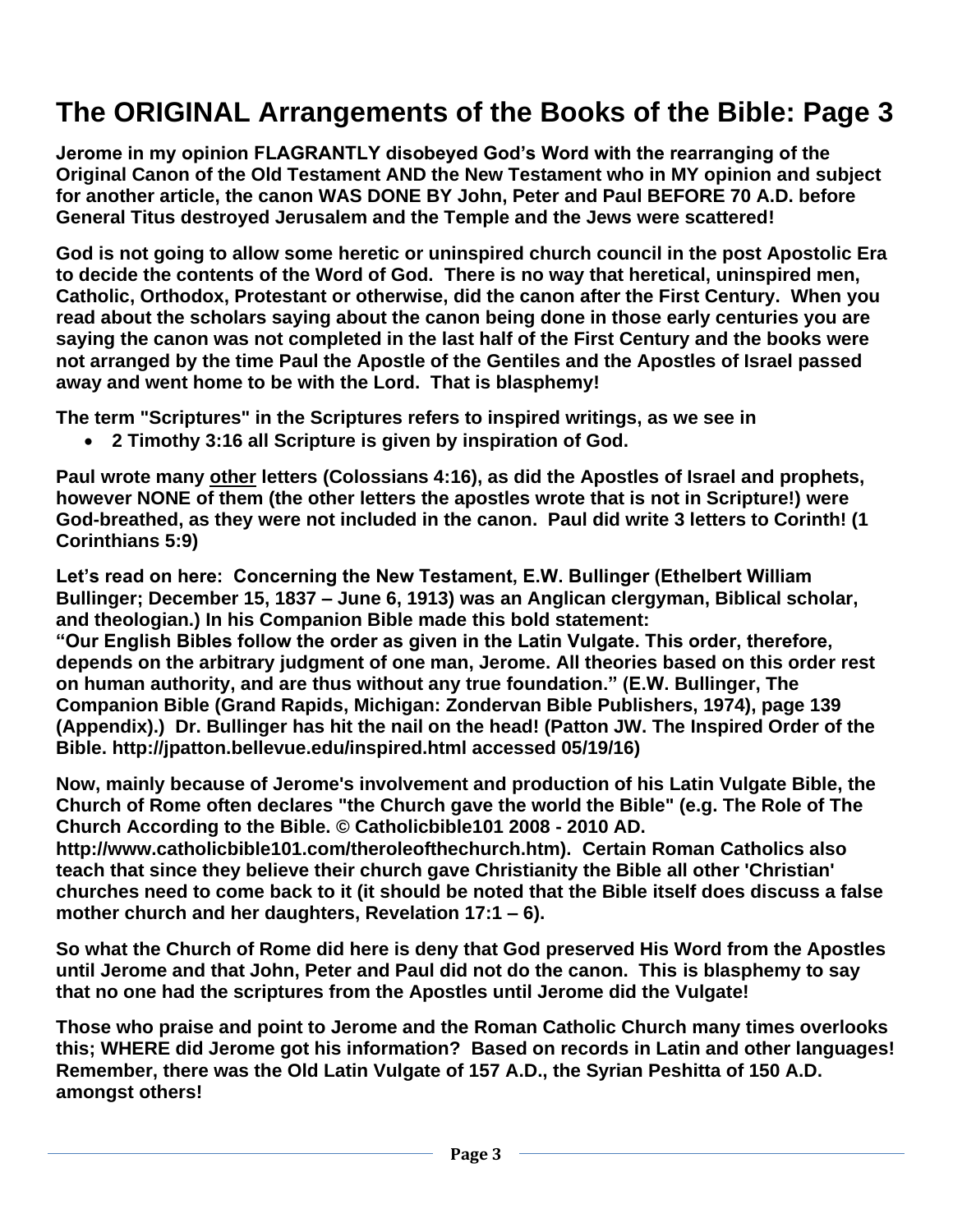# The ORIGINAL Arrangements of the Books of the Bible: Page 3

**Jerome in my opinion FLAGRANTLY disobeyed God's Word with the rearranging of the Original Canon of the Old Testament AND the New Testament who in MY opinion and subject for another article, the canon WAS DONE BY John, Peter and Paul BEFORE 70 A.D. before General Titus destroyed Jerusalem and the Temple and the Jews were scattered!**

**God is not going to allow some heretic or uninspired church council in the post Apostolic Era to decide the contents of the Word of God. There is no way that heretical, uninspired men, Catholic, Orthodox, Protestant or otherwise, did the canon after the First Century. When you read about the scholars saying about the canon being done in those early centuries you are saying the canon was not completed in the last half of the First Century and the books were not arranged by the time Paul the Apostle of the Gentiles and the Apostles of Israel passed away and went home to be with the Lord. That is blasphemy!**

**The term "Scriptures" in the Scriptures refers to inspired writings, as we see in**

- **2 Timothy 3:16 all Scripture is given by inspiration of God.**

**Paul wrote many <u>other</u> letters (Colossians 4:16), as did the Apostles of Israel and prophets, however NONE of them (the other letters the apostles wrote that is not in Scripture!) were God-breathed, as they were not included in the canon. Paul did write 3 letters to Corinth! (1 Corinthians 5:9)**

**Let's read on here: Concerning the New Testament, E.W. Bullinger (Ethelbert William Bullinger; December 15, 1837 – June 6, 1913) was an Anglican clergyman, Biblical scholar, and theologian.) In his Companion Bible made this bold statement:**
**"Our English Bibles follow the order as given in the Latin Vulgate. This order, therefore, depends on the arbitrary judgment of one man, Jerome. All theories based on this order rest on human authority, and are thus without any true foundation." (E.W. Bullinger, The Companion Bible (Grand Rapids, Michigan: Zondervan Bible Publishers, 1974), page 139 (Appendix).) Dr. Bullinger has hit the nail on the head! (Patton JW. The Inspired Order of the Bible. http://jpatton.bellevue.edu/inspired.html accessed 05/19/16)**

**Now, mainly because of Jerome's involvement and production of his Latin Vulgate Bible, the Church of Rome often declares "the Church gave the world the Bible" (e.g. The Role of The Church According to the Bible. © Catholicbible101 2008 - 2010 AD. http://www.catholicbible101.com/theroleofthechurch.htm). Certain Roman Catholics also teach that since they believe their church gave Christianity the Bible all other 'Christian' churches need to come back to it (it should be noted that the Bible itself does discuss a false mother church and her daughters, Revelation 17:1 – 6).**

**So what the Church of Rome did here is deny that God preserved His Word from the Apostles until Jerome and that John, Peter and Paul did not do the canon. This is blasphemy to say that no one had the scriptures from the Apostles until Jerome did the Vulgate!**

**Those who praise and point to Jerome and the Roman Catholic Church many times overlooks this; WHERE did Jerome got his information? Based on records in Latin and other languages! Remember, there was the Old Latin Vulgate of 157 A.D., the Syrian Peshitta of 150 A.D. amongst others!**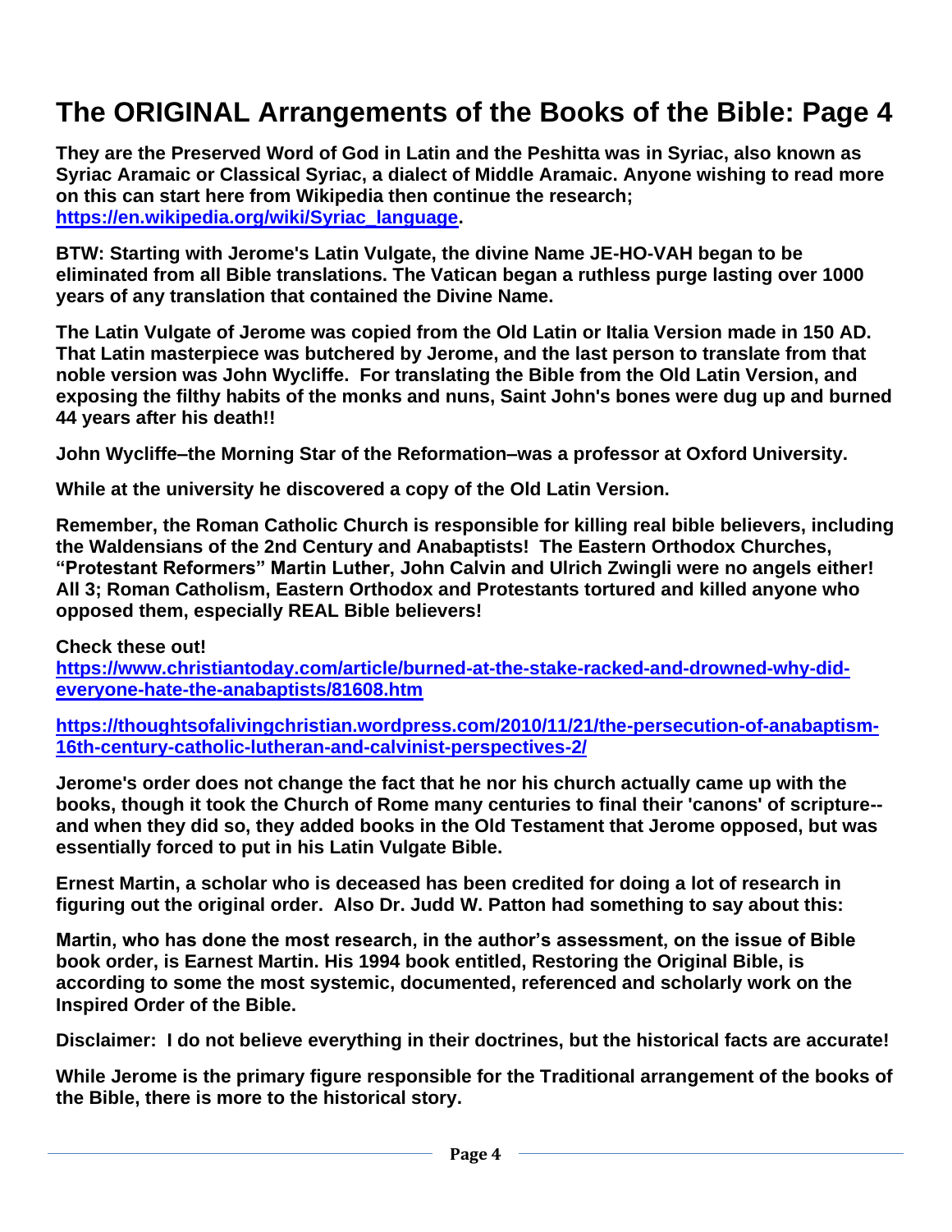# The ORIGINAL Arrangements of the Books of the Bible: Page 4

**They are the Preserved Word of God in Latin and the Peshitta was in Syriac, also known as Syriac Aramaic or Classical Syriac, a dialect of Middle Aramaic. Anyone wishing to read more on this can start here from Wikipedia then continue the research; [https://en.wikipedia.org/wiki/Syriac_language](https://en.wikipedia.org/wiki/Syriac_language).**

**BTW: Starting with Jerome's Latin Vulgate, the divine Name JE-HO-VAH began to be eliminated from all Bible translations. The Vatican began a ruthless purge lasting over 1000 years of any translation that contained the Divine Name.**

**The Latin Vulgate of Jerome was copied from the Old Latin or Italia Version made in 150 AD. That Latin masterpiece was butchered by Jerome, and the last person to translate from that noble version was John Wycliffe. For translating the Bible from the Old Latin Version, and exposing the filthy habits of the monks and nuns, Saint John's bones were dug up and burned 44 years after his death!!**

**John Wycliffe–the Morning Star of the Reformation–was a professor at Oxford University.**

**While at the university he discovered a copy of the Old Latin Version.**

**Remember, the Roman Catholic Church is responsible for killing real bible believers, including the Waldensians of the 2nd Century and Anabaptists! The Eastern Orthodox Churches, "Protestant Reformers" Martin Luther, John Calvin and Ulrich Zwingli were no angels either! All 3; Roman Catholism, Eastern Orthodox and Protestants tortured and killed anyone who opposed them, especially REAL Bible believers!**

**Check these out!**
**[https://www.christiantoday.com/article/burned-at-the-stake-racked-and-drowned-why-did-everyone-hate-the-anabaptists/81608.htm](https://www.christiantoday.com/article/burned-at-the-stake-racked-and-drowned-why-did-everyone-hate-the-anabaptists/81608.htm)**

**[https://thoughtsofalivingchristian.wordpress.com/2010/11/21/the-persecution-of-anabaptism-16th-century-catholic-lutheran-and-calvinist-perspectives-2/](https://thoughtsofalivingchristian.wordpress.com/2010/11/21/the-persecution-of-anabaptism-16th-century-catholic-lutheran-and-calvinist-perspectives-2/)**

**Jerome's order does not change the fact that he nor his church actually came up with the books, though it took the Church of Rome many centuries to final their 'canons' of scripture--and when they did so, they added books in the Old Testament that Jerome opposed, but was essentially forced to put in his Latin Vulgate Bible.**

**Ernest Martin, a scholar who is deceased has been credited for doing a lot of research in figuring out the original order. Also Dr. Judd W. Patton had something to say about this:**

**Martin, who has done the most research, in the author's assessment, on the issue of Bible book order, is Earnest Martin. His 1994 book entitled, Restoring the Original Bible, is according to some the most systemic, documented, referenced and scholarly work on the Inspired Order of the Bible.**

**Disclaimer: I do not believe everything in their doctrines, but the historical facts are accurate!**

**While Jerome is the primary figure responsible for the Traditional arrangement of the books of the Bible, there is more to the historical story.**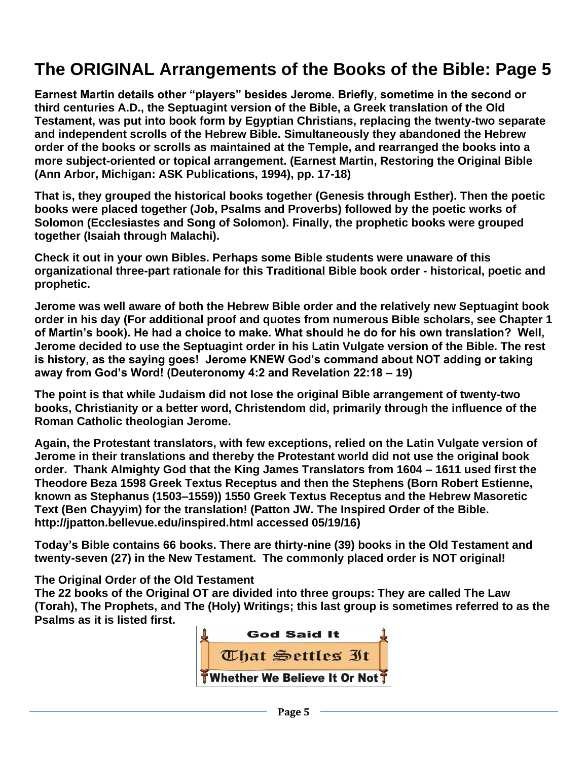# The ORIGINAL Arrangements of the Books of the Bible: Page 5

**Earnest Martin details other "players" besides Jerome. Briefly, sometime in the second or third centuries A.D., the Septuagint version of the Bible, a Greek translation of the Old Testament, was put into book form by Egyptian Christians, replacing the twenty-two separate and independent scrolls of the Hebrew Bible. Simultaneously they abandoned the Hebrew order of the books or scrolls as maintained at the Temple, and rearranged the books into a more subject-oriented or topical arrangement. (Earnest Martin, Restoring the Original Bible (Ann Arbor, Michigan: ASK Publications, 1994), pp. 17-18)**

**That is, they grouped the historical books together (Genesis through Esther). Then the poetic books were placed together (Job, Psalms and Proverbs) followed by the poetic works of Solomon (Ecclesiastes and Song of Solomon). Finally, the prophetic books were grouped together (Isaiah through Malachi).**

**Check it out in your own Bibles. Perhaps some Bible students were unaware of this organizational three-part rationale for this Traditional Bible book order - historical, poetic and prophetic.**

**Jerome was well aware of both the Hebrew Bible order and the relatively new Septuagint book order in his day (For additional proof and quotes from numerous Bible scholars, see Chapter 1 of Martin's book). He had a choice to make. What should he do for his own translation? Well, Jerome decided to use the Septuagint order in his Latin Vulgate version of the Bible. The rest is history, as the saying goes! Jerome KNEW God's command about NOT adding or taking away from God's Word! (Deuteronomy 4:2 and Revelation 22:18 – 19)**

**The point is that while Judaism did not lose the original Bible arrangement of twenty-two books, Christianity or a better word, Christendom did, primarily through the influence of the Roman Catholic theologian Jerome.**

**Again, the Protestant translators, with few exceptions, relied on the Latin Vulgate version of Jerome in their translations and thereby the Protestant world did not use the original book order. Thank Almighty God that the King James Translators from 1604 – 1611 used first the Theodore Beza 1598 Greek Textus Receptus and then the Stephens (Born Robert Estienne, known as Stephanus (1503–1559)) 1550 Greek Textus Receptus and the Hebrew Masoretic Text (Ben Chayyim) for the translation! (Patton JW. The Inspired Order of the Bible. http://jpatton.bellevue.edu/inspired.html accessed 05/19/16)**

**Today's Bible contains 66 books. There are thirty-nine (39) books in the Old Testament and twenty-seven (27) in the New Testament. The commonly placed order is NOT original!**

**The Original Order of the Old Testament**
**The 22 books of the Original OT are divided into three groups: They are called The Law (Torah), The Prophets, and The (Holy) Writings; this last group is sometimes referred to as the Psalms as it is listed first.**

God Said It
That Settles It
Whether We Believe It Or Not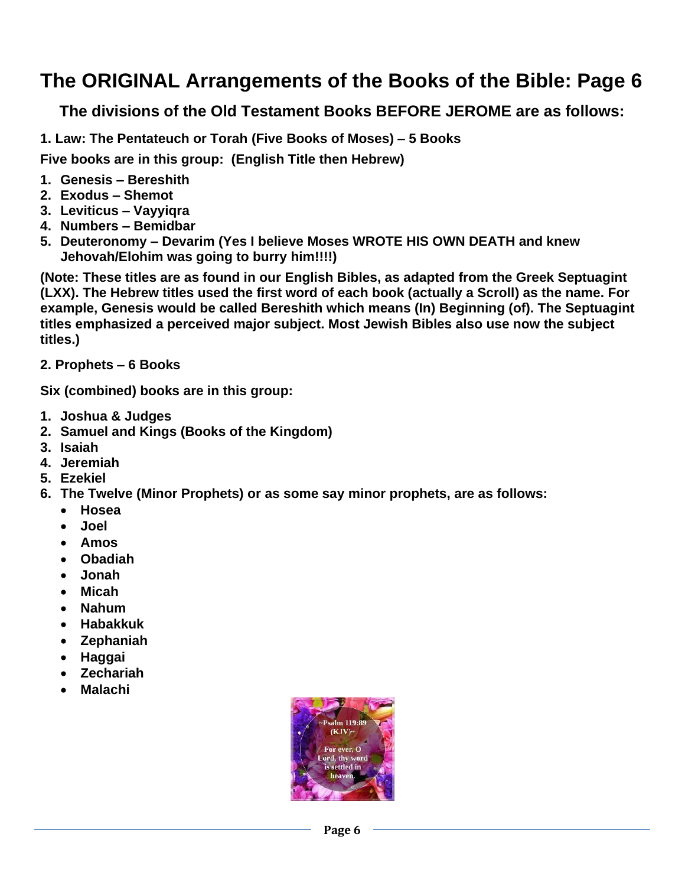# The ORIGINAL Arrangements of the Books of the Bible: Page 6

## The divisions of the Old Testament Books BEFORE JEROME are as follows:

**1. Law: The Pentateuch or Torah (Five Books of Moses) – 5 Books**

**Five books are in this group: (English Title then Hebrew)**

1. **Genesis – Bereshith**
2. **Exodus – Shemot**
3. **Leviticus – Vayyiqra**
4. **Numbers – Bemidbar**
5. **Deuteronomy – Devarim (Yes I believe Moses WROTE HIS OWN DEATH and knew Jehovah/Elohim was going to burry him!!!!)**

**(Note: These titles are as found in our English Bibles, as adapted from the Greek Septuagint (LXX). The Hebrew titles used the first word of each book (actually a Scroll) as the name. For example, Genesis would be called Bereshith which means (In) Beginning (of). The Septuagint titles emphasized a perceived major subject. Most Jewish Bibles also use now the subject titles.)**

**2. Prophets – 6 Books**

**Six (combined) books are in this group:**

1. **Joshua & Judges**
2. **Samuel and Kings (Books of the Kingdom)**
3. **Isaiah**
4. **Jeremiah**
5. **Ezekiel**
6. **The Twelve (Minor Prophets) or as some say minor prophets, are as follows:**
   - **Hosea**
   - **Joel**
   - **Amos**
   - **Obadiah**
   - **Jonah**
   - **Micah**
   - **Nahum**
   - **Habakkuk**
   - **Zephaniah**
   - **Haggai**
   - **Zechariah**
   - **Malachi**

~Psalm 119:89 (KJV)~

For ever, O Lord, thy word is settled in heaven.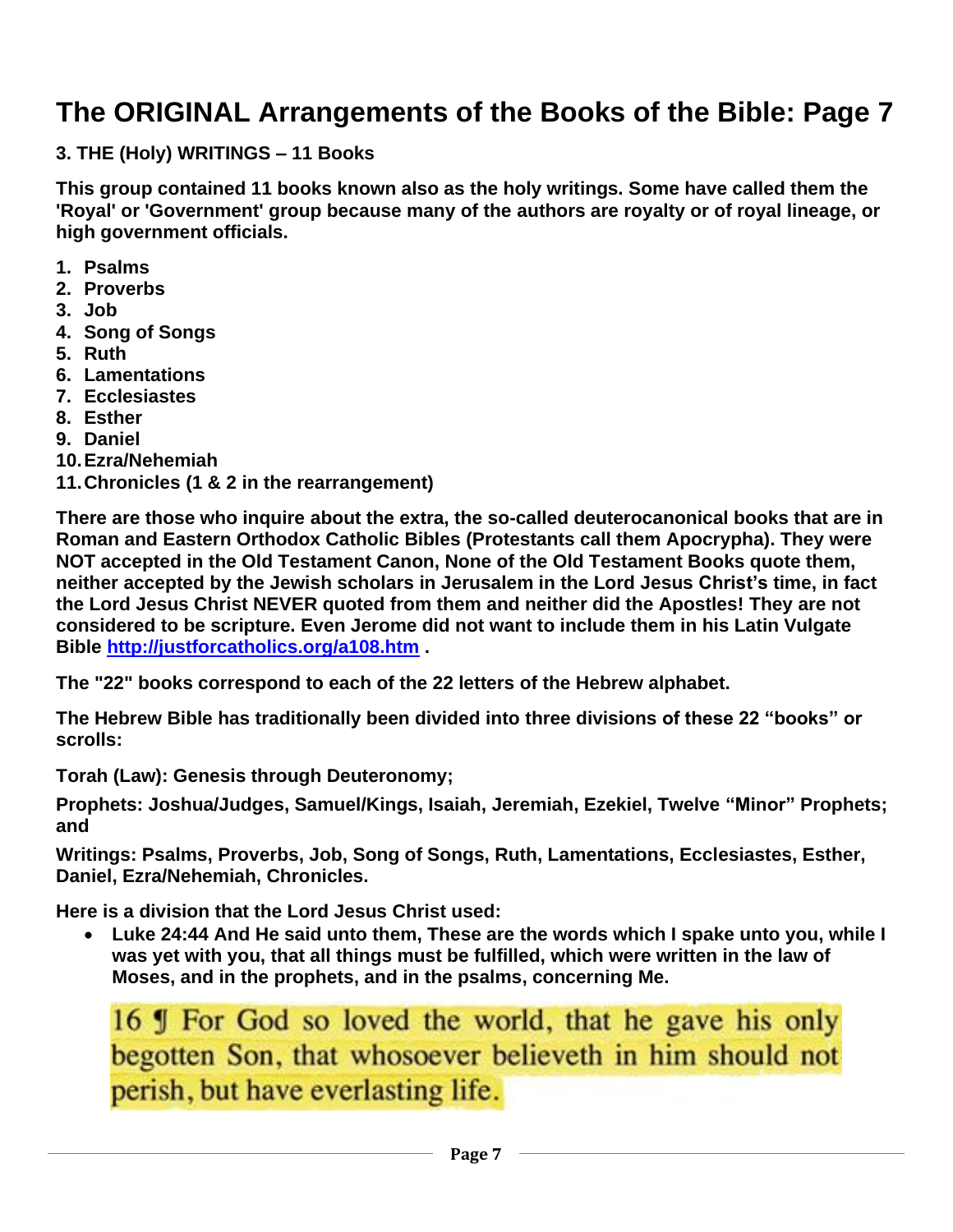# The ORIGINAL Arrangements of the Books of the Bible: Page 7

**3. THE (Holy) WRITINGS – 11 Books**

**This group contained 11 books known also as the holy writings. Some have called them the 'Royal' or 'Government' group because many of the authors are royalty or of royal lineage, or high government officials.**

1. **Psalms**
2. **Proverbs**
3. **Job**
4. **Song of Songs**
5. **Ruth**
6. **Lamentations**
7. **Ecclesiastes**
8. **Esther**
9. **Daniel**
10. **Ezra/Nehemiah**
11. **Chronicles (1 & 2 in the rearrangement)**

**There are those who inquire about the extra, the so-called deuterocanonical books that are in Roman and Eastern Orthodox Catholic Bibles (Protestants call them Apocrypha). They were NOT accepted in the Old Testament Canon, None of the Old Testament Books quote them, neither accepted by the Jewish scholars in Jerusalem in the Lord Jesus Christ's time, in fact the Lord Jesus Christ NEVER quoted from them and neither did the Apostles! They are not considered to be scripture. Even Jerome did not want to include them in his Latin Vulgate Bible [http://justforcatholics.org/a108.htm](http://justforcatholics.org/a108.htm) .**

**The "22" books correspond to each of the 22 letters of the Hebrew alphabet.**

**The Hebrew Bible has traditionally been divided into three divisions of these 22 "books" or scrolls:**

**Torah (Law): Genesis through Deuteronomy;**

**Prophets: Joshua/Judges, Samuel/Kings, Isaiah, Jeremiah, Ezekiel, Twelve "Minor" Prophets; and**

**Writings: Psalms, Proverbs, Job, Song of Songs, Ruth, Lamentations, Ecclesiastes, Esther, Daniel, Ezra/Nehemiah, Chronicles.**

**Here is a division that the Lord Jesus Christ used:**

- **Luke 24:44 And He said unto them, These are the words which I spake unto you, while I was yet with you, that all things must be fulfilled, which were written in the law of Moses, and in the prophets, and in the psalms, concerning Me.**

16 ¶ For God so loved the world, that he gave his only begotten Son, that whosoever believeth in him should not perish, but have everlasting life.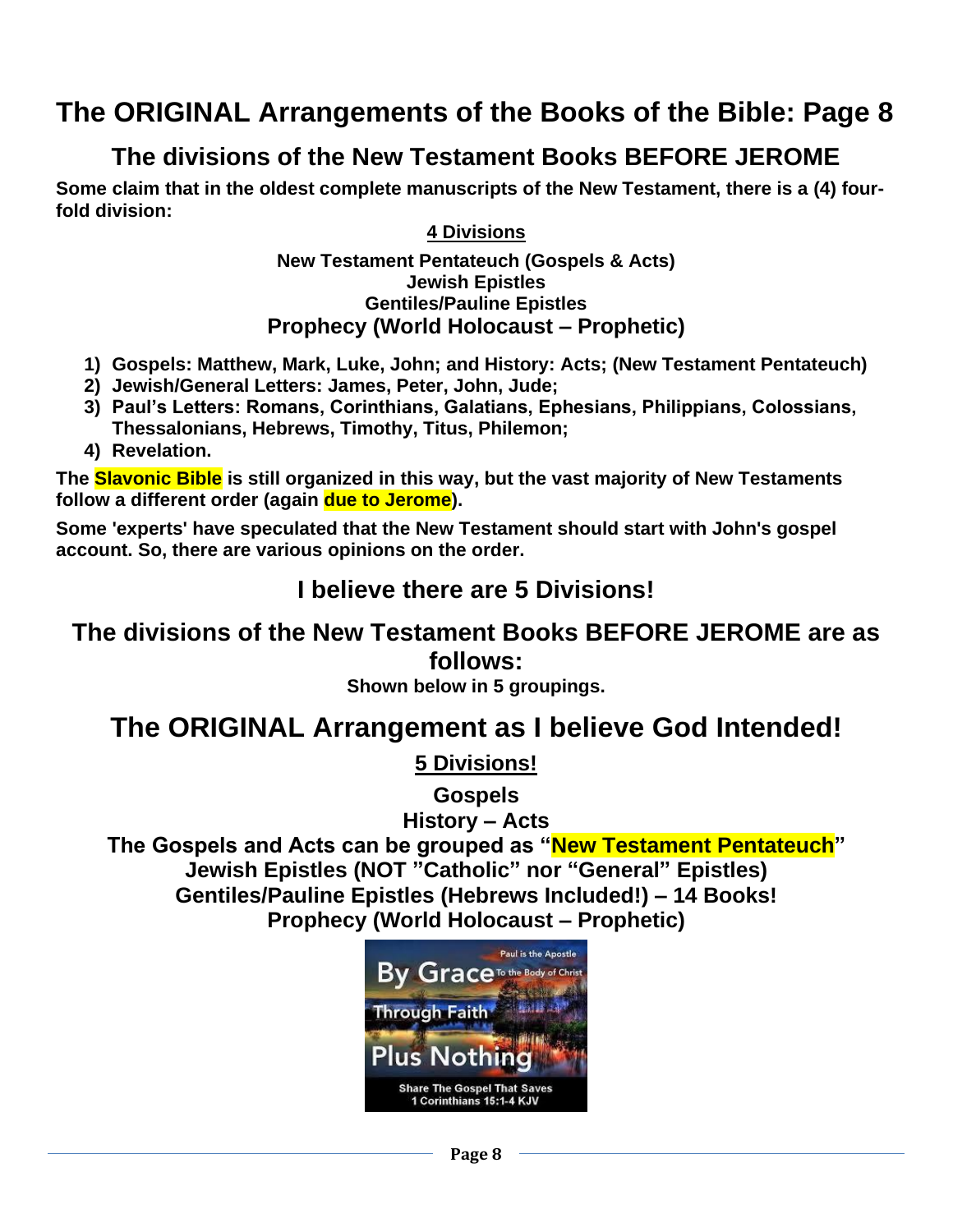# The ORIGINAL Arrangements of the Books of the Bible: Page 8

## The divisions of the New Testament Books BEFORE JEROME

**Some claim that in the oldest complete manuscripts of the New Testament, there is a (4) four-fold division:**

**4 Divisions**

**New Testament Pentateuch (Gospels & Acts)**
**Jewish Epistles**
**Gentiles/Pauline Epistles**
**Prophecy (World Holocaust – Prophetic)**

1) **Gospels: Matthew, Mark, Luke, John; and History: Acts; (New Testament Pentateuch)**
2) **Jewish/General Letters: James, Peter, John, Jude;**
3) **Paul's Letters: Romans, Corinthians, Galatians, Ephesians, Philippians, Colossians, Thessalonians, Hebrews, Timothy, Titus, Philemon;**
4) **Revelation.**

**The Slavonic Bible is still organized in this way, but the vast majority of New Testaments follow a different order (again due to Jerome).**

**Some 'experts' have speculated that the New Testament should start with John's gospel account. So, there are various opinions on the order.**

## I believe there are 5 Divisions!

## The divisions of the New Testament Books BEFORE JEROME are as follows:

**Shown below in 5 groupings.**

## The ORIGINAL Arrangement as I believe God Intended!

**5 Divisions!**

**Gospels**
**History – Acts**
**The Gospels and Acts can be grouped as "New Testament Pentateuch"**
**Jewish Epistles (NOT "Catholic" nor "General" Epistles)**
**Gentiles/Pauline Epistles (Hebrews Included!) – 14 Books!**
**Prophecy (World Holocaust – Prophetic)**

Paul is the Apostle
By Grace To the Body of Christ
Through Faith
Plus Nothing
Share The Gospel That Saves
1 Corinthians 15:1-4 KJV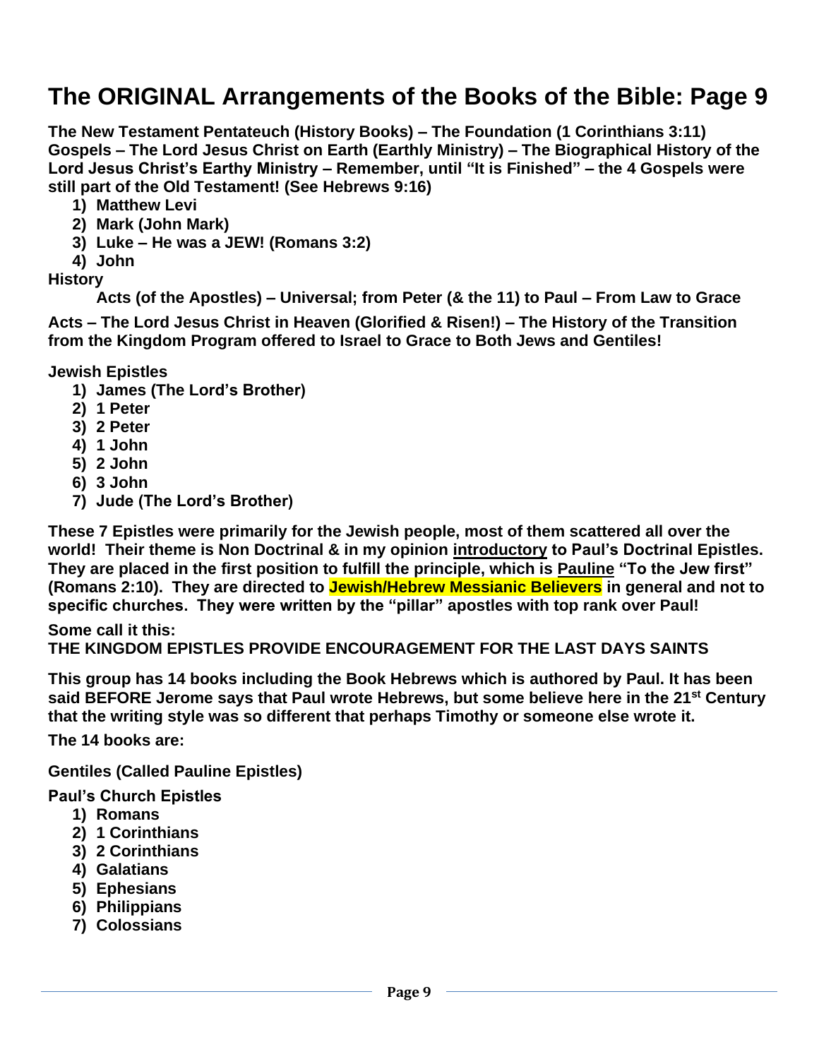# The ORIGINAL Arrangements of the Books of the Bible: Page 9

**The New Testament Pentateuch (History Books) – The Foundation (1 Corinthians 3:11)**
**Gospels – The Lord Jesus Christ on Earth (Earthly Ministry) – The Biographical History of the Lord Jesus Christ's Earthy Ministry – Remember, until "It is Finished" – the 4 Gospels were still part of the Old Testament! (See Hebrews 9:16)**

1) **Matthew Levi**
2) **Mark (John Mark)**
3) **Luke – He was a JEW! (Romans 3:2)**
4) **John**

**History**

**Acts (of the Apostles) – Universal; from Peter (& the 11) to Paul – From Law to Grace**

**Acts – The Lord Jesus Christ in Heaven (Glorified & Risen!) – The History of the Transition from the Kingdom Program offered to Israel to Grace to Both Jews and Gentiles!**

**Jewish Epistles**

1) **James (The Lord's Brother)**
2) **1 Peter**
3) **2 Peter**
4) **1 John**
5) **2 John**
6) **3 John**
7) **Jude (The Lord's Brother)**

**These 7 Epistles were primarily for the Jewish people, most of them scattered all over the world! Their theme is Non Doctrinal & in my opinion introductory to Paul's Doctrinal Epistles. They are placed in the first position to fulfill the principle, which is Pauline "To the Jew first" (Romans 2:10). They are directed to Jewish/Hebrew Messianic Believers in general and not to specific churches. They were written by the "pillar" apostles with top rank over Paul!**

**Some call it this:**
**THE KINGDOM EPISTLES PROVIDE ENCOURAGEMENT FOR THE LAST DAYS SAINTS**

**This group has 14 books including the Book Hebrews which is authored by Paul. It has been said BEFORE Jerome says that Paul wrote Hebrews, but some believe here in the 21st Century that the writing style was so different that perhaps Timothy or someone else wrote it.**

**The 14 books are:**

**Gentiles (Called Pauline Epistles)**

**Paul's Church Epistles**

1) **Romans**
2) **1 Corinthians**
3) **2 Corinthians**
4) **Galatians**
5) **Ephesians**
6) **Philippians**
7) **Colossians**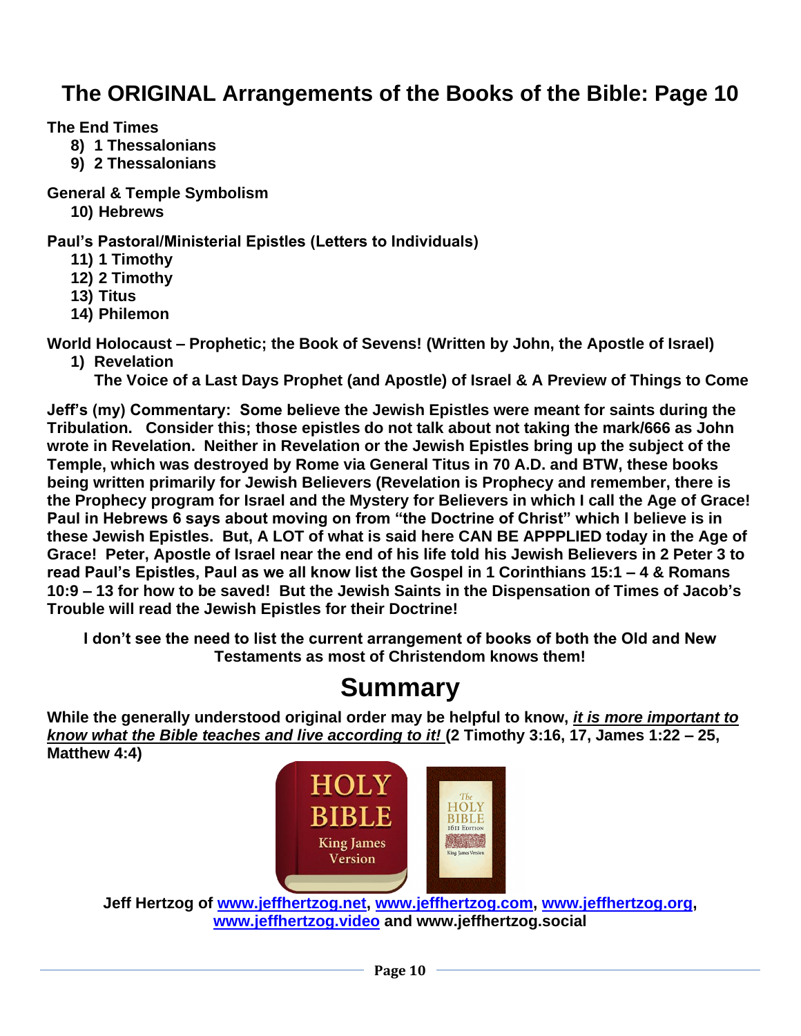# The ORIGINAL Arrangements of the Books of the Bible: Page 10

**The End Times**

8) **1 Thessalonians**
9) **2 Thessalonians**

**General & Temple Symbolism**

10) **Hebrews**

**Paul's Pastoral/Ministerial Epistles (Letters to Individuals)**

11) **1 Timothy**
12) **2 Timothy**
13) **Titus**
14) **Philemon**

**World Holocaust – Prophetic; the Book of Sevens! (Written by John, the Apostle of Israel)**

1) **Revelation**
   **The Voice of a Last Days Prophet (and Apostle) of Israel & A Preview of Things to Come**

**Jeff's (my) Commentary: Some believe the Jewish Epistles were meant for saints during the Tribulation. Consider this; those epistles do not talk about not taking the mark/666 as John wrote in Revelation. Neither in Revelation or the Jewish Epistles bring up the subject of the Temple, which was destroyed by Rome via General Titus in 70 A.D. and BTW, these books being written primarily for Jewish Believers (Revelation is Prophecy and remember, there is the Prophecy program for Israel and the Mystery for Believers in which I call the Age of Grace! Paul in Hebrews 6 says about moving on from "the Doctrine of Christ" which I believe is in these Jewish Epistles. But, A LOT of what is said here CAN BE APPPLIED today in the Age of Grace! Peter, Apostle of Israel near the end of his life told his Jewish Believers in 2 Peter 3 to read Paul's Epistles, Paul as we all know list the Gospel in 1 Corinthians 15:1 – 4 & Romans 10:9 – 13 for how to be saved! But the Jewish Saints in the Dispensation of Times of Jacob's Trouble will read the Jewish Epistles for their Doctrine!**

**I don't see the need to list the current arrangement of books of both the Old and New Testaments as most of Christendom knows them!**

# Summary

**While the generally understood original order may be helpful to know, *it is more important to know what the Bible teaches and live according to it!* (2 Timothy 3:16, 17, James 1:22 – 25, Matthew 4:4)**

**Jeff Hertzog of www.jeffhertzog.net, www.jeffhertzog.com, www.jeffhertzog.org, www.jeffhertzog.video and www.jeffhertzog.social**